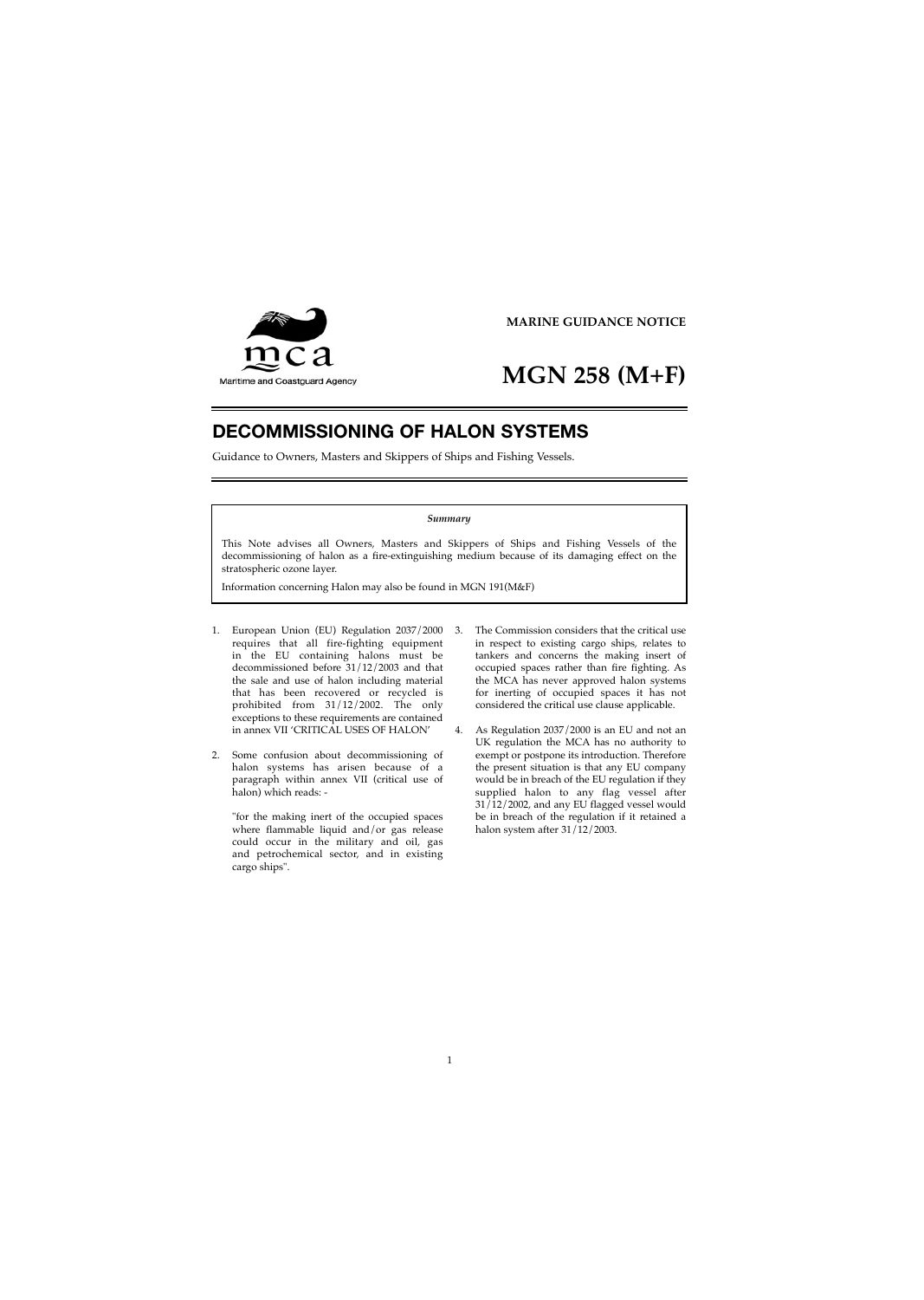Maritime and Coastguard Agency

**MARINE GUIDANCE NOTICE**

# MGN 258 (M+F)

## DECOMMISSIONING OF HALON SYSTEMS

Guidance to Owners, Masters and Skippers of Ships and Fishing Vessels.

> ***Summary***
>
> This Note advises all Owners, Masters and Skippers of Ships and Fishing Vessels of the decommissioning of halon as a fire-extinguishing medium because of its damaging effect on the stratospheric ozone layer.
>
> Information concerning Halon may also be found in MGN 191(M&F)

1. European Union (EU) Regulation 2037/2000 requires that all fire-fighting equipment in the EU containing halons must be decommissioned before 31/12/2003 and that the sale and use of halon including material that has been recovered or recycled is prohibited from 31/12/2002. The only exceptions to these requirements are contained in annex VII 'CRITICAL USES OF HALON'

2. Some confusion about decommissioning of halon systems has arisen because of a paragraph within annex VII (critical use of halon) which reads: -

   "for the making inert of the occupied spaces where flammable liquid and/or gas release could occur in the military and oil, gas and petrochemical sector, and in existing cargo ships".

3. The Commission considers that the critical use in respect to existing cargo ships, relates to tankers and concerns the making insert of occupied spaces rather than fire fighting. As the MCA has never approved halon systems for inerting of occupied spaces it has not considered the critical use clause applicable.

4. As Regulation 2037/2000 is an EU and not an UK regulation the MCA has no authority to exempt or postpone its introduction. Therefore the present situation is that any EU company would be in breach of the EU regulation if they supplied halon to any flag vessel after 31/12/2002, and any EU flagged vessel would be in breach of the regulation if it retained a halon system after 31/12/2003.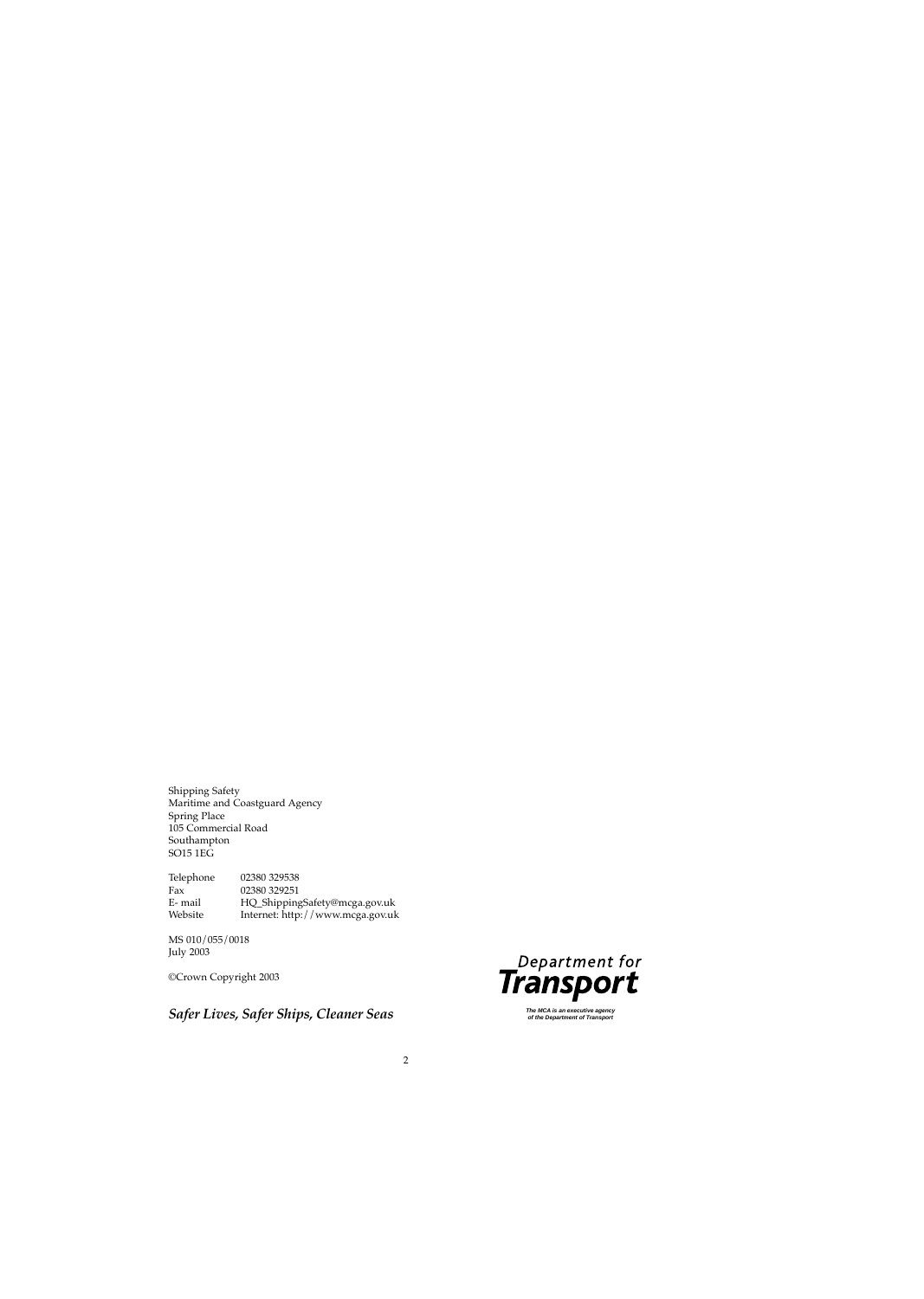Shipping Safety
Maritime and Coastguard Agency
Spring Place
105 Commercial Road
Southampton
SO15 1EG

| | |
|---|---|
| Telephone | 02380 329538 |
| Fax | 02380 329251 |
| E- mail | HQ_ShippingSafety@mcga.gov.uk |
| Website | Internet: http://www.mcga.gov.uk |

MS 010/055/0018
July 2003

©Crown Copyright 2003

***Safer Lives, Safer Ships, Cleaner Seas***

Department for
**Transport**

The MCA is an executive agency
of the Department of Transport